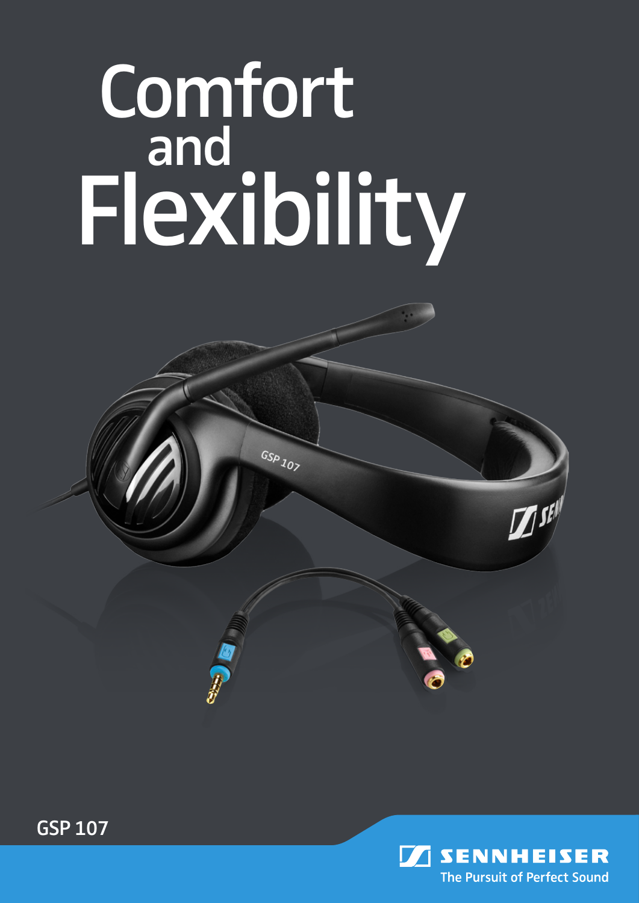# Comfort and Flexibility

GSP 107

SENNHEISER
The Pursuit of Perfect Sound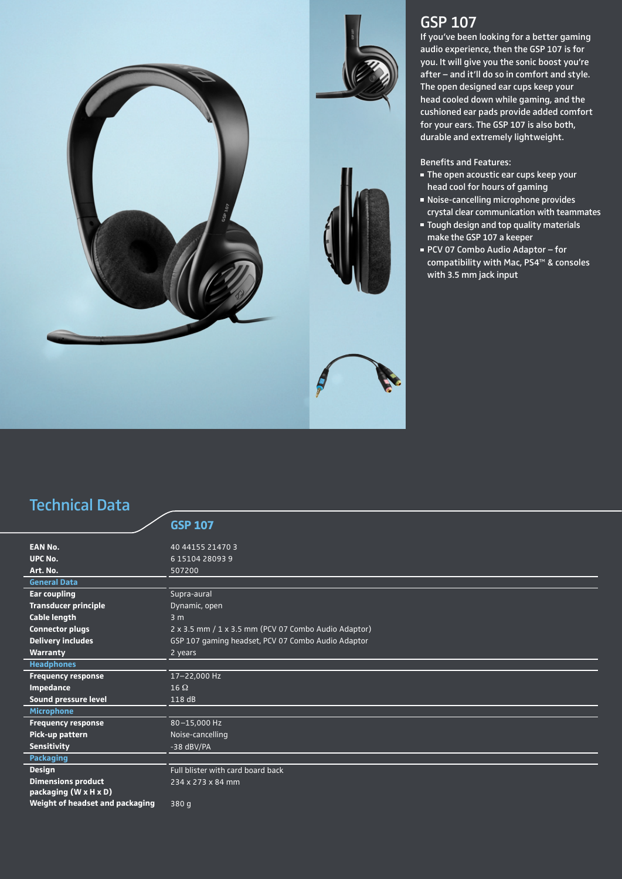## GSP 107

If you've been looking for a better gaming audio experience, then the GSP 107 is for you. It will give you the sonic boost you're after – and it'll do so in comfort and style. The open designed ear cups keep your head cooled down while gaming, and the cushioned ear pads provide added comfort for your ears. The GSP 107 is also both, durable and extremely lightweight.

Benefits and Features:

- The open acoustic ear cups keep your head cool for hours of gaming
- Noise-cancelling microphone provides crystal clear communication with teammates
- Tough design and top quality materials make the GSP 107 a keeper
- PCV 07 Combo Audio Adaptor – for compatibility with Mac, PS4™ & consoles with 3.5 mm jack input

## Technical Data

| | GSP 107 |
|---|---|
| **EAN No.** | 40 44155 21470 3 |
| **UPC No.** | 6 15104 28093 9 |
| **Art. No.** | 507200 |
| **General Data** | |
| **Ear coupling** | Supra-aural |
| **Transducer principle** | Dynamic, open |
| **Cable length** | 3 m |
| **Connector plugs** | 2 x 3.5 mm / 1 x 3.5 mm (PCV 07 Combo Audio Adaptor) |
| **Delivery includes** | GSP 107 gaming headset, PCV 07 Combo Audio Adaptor |
| **Warranty** | 2 years |
| **Headphones** | |
| **Frequency response** | 17–22,000 Hz |
| **Impedance** | 16 Ω |
| **Sound pressure level** | 118 dB |
| **Microphone** | |
| **Frequency response** | 80–15,000 Hz |
| **Pick-up pattern** | Noise-cancelling |
| **Sensitivity** | -38 dBV/PA |
| **Packaging** | |
| **Design** | Full blister with card board back |
| **Dimensions product packaging (W x H x D)** | 234 x 273 x 84 mm |
| **Weight of headset and packaging** | 380 g |